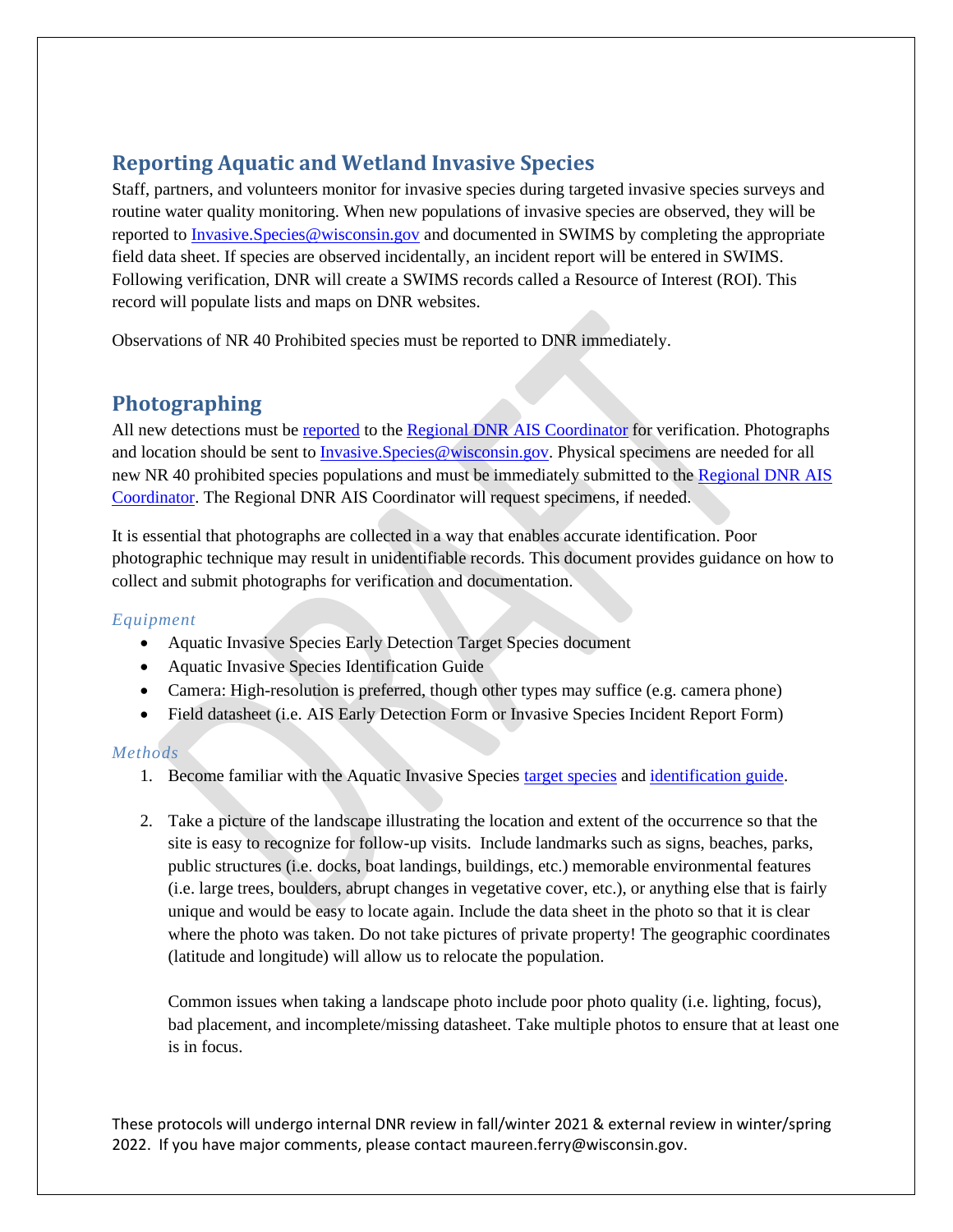## Reporting Aquatic and Wetland Invasive Species

Staff, partners, and volunteers monitor for invasive species during targeted invasive species surveys and routine water quality monitoring. When new populations of invasive species are observed, they will be reported to Invasive.Species@wisconsin.gov and documented in SWIMS by completing the appropriate field data sheet. If species are observed incidentally, an incident report will be entered in SWIMS. Following verification, DNR will create a SWIMS records called a Resource of Interest (ROI). This record will populate lists and maps on DNR websites.

Observations of NR 40 Prohibited species must be reported to DNR immediately.

## Photographing

All new detections must be reported to the Regional DNR AIS Coordinator for verification. Photographs and location should be sent to Invasive.Species@wisconsin.gov. Physical specimens are needed for all new NR 40 prohibited species populations and must be immediately submitted to the Regional DNR AIS Coordinator. The Regional DNR AIS Coordinator will request specimens, if needed.

It is essential that photographs are collected in a way that enables accurate identification. Poor photographic technique may result in unidentifiable records. This document provides guidance on how to collect and submit photographs for verification and documentation.

### *Equipment*

- Aquatic Invasive Species Early Detection Target Species document
- Aquatic Invasive Species Identification Guide
- Camera: High-resolution is preferred, though other types may suffice (e.g. camera phone)
- Field datasheet (i.e. AIS Early Detection Form or Invasive Species Incident Report Form)

### *Methods*

1. Become familiar with the Aquatic Invasive Species target species and identification guide.

2. Take a picture of the landscape illustrating the location and extent of the occurrence so that the site is easy to recognize for follow-up visits. Include landmarks such as signs, beaches, parks, public structures (i.e. docks, boat landings, buildings, etc.) memorable environmental features (i.e. large trees, boulders, abrupt changes in vegetative cover, etc.), or anything else that is fairly unique and would be easy to locate again. Include the data sheet in the photo so that it is clear where the photo was taken. Do not take pictures of private property! The geographic coordinates (latitude and longitude) will allow us to relocate the population.

   Common issues when taking a landscape photo include poor photo quality (i.e. lighting, focus), bad placement, and incomplete/missing datasheet. Take multiple photos to ensure that at least one is in focus.

These protocols will undergo internal DNR review in fall/winter 2021 & external review in winter/spring 2022. If you have major comments, please contact maureen.ferry@wisconsin.gov.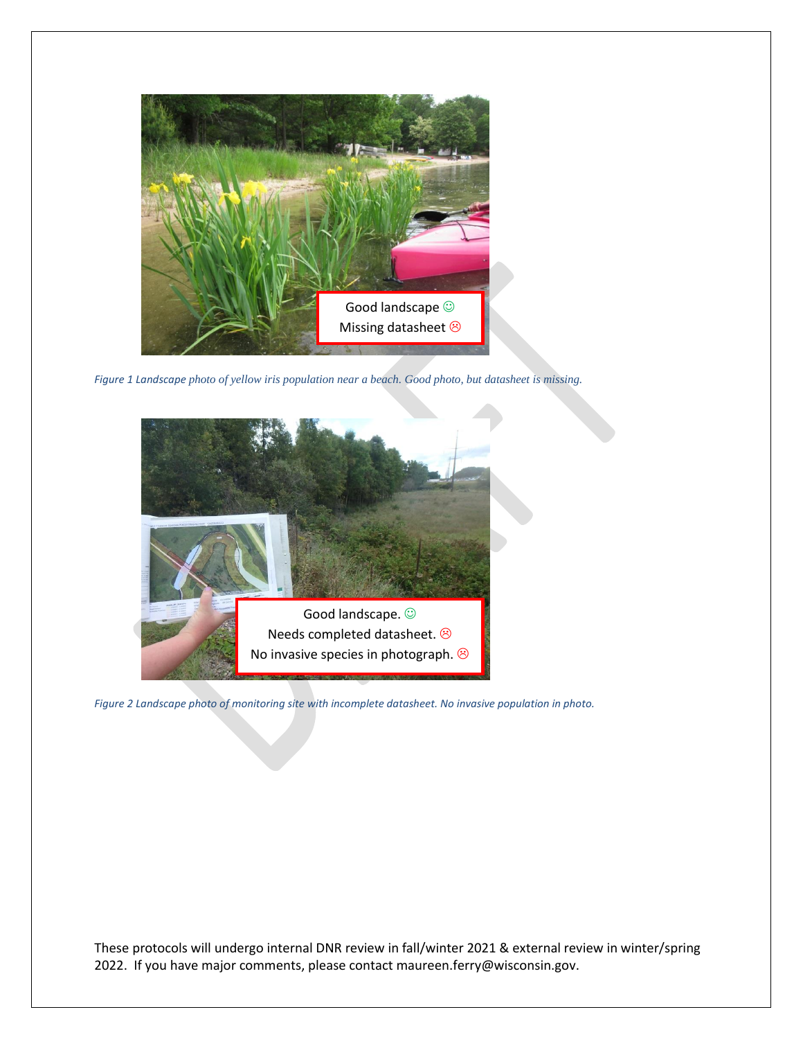*Figure 1 Landscape photo of yellow iris population near a beach. Good photo, but datasheet is missing.*

*Figure 2 Landscape photo of monitoring site with incomplete datasheet. No invasive population in photo.*

These protocols will undergo internal DNR review in fall/winter 2021 & external review in winter/spring 2022. If you have major comments, please contact maureen.ferry@wisconsin.gov.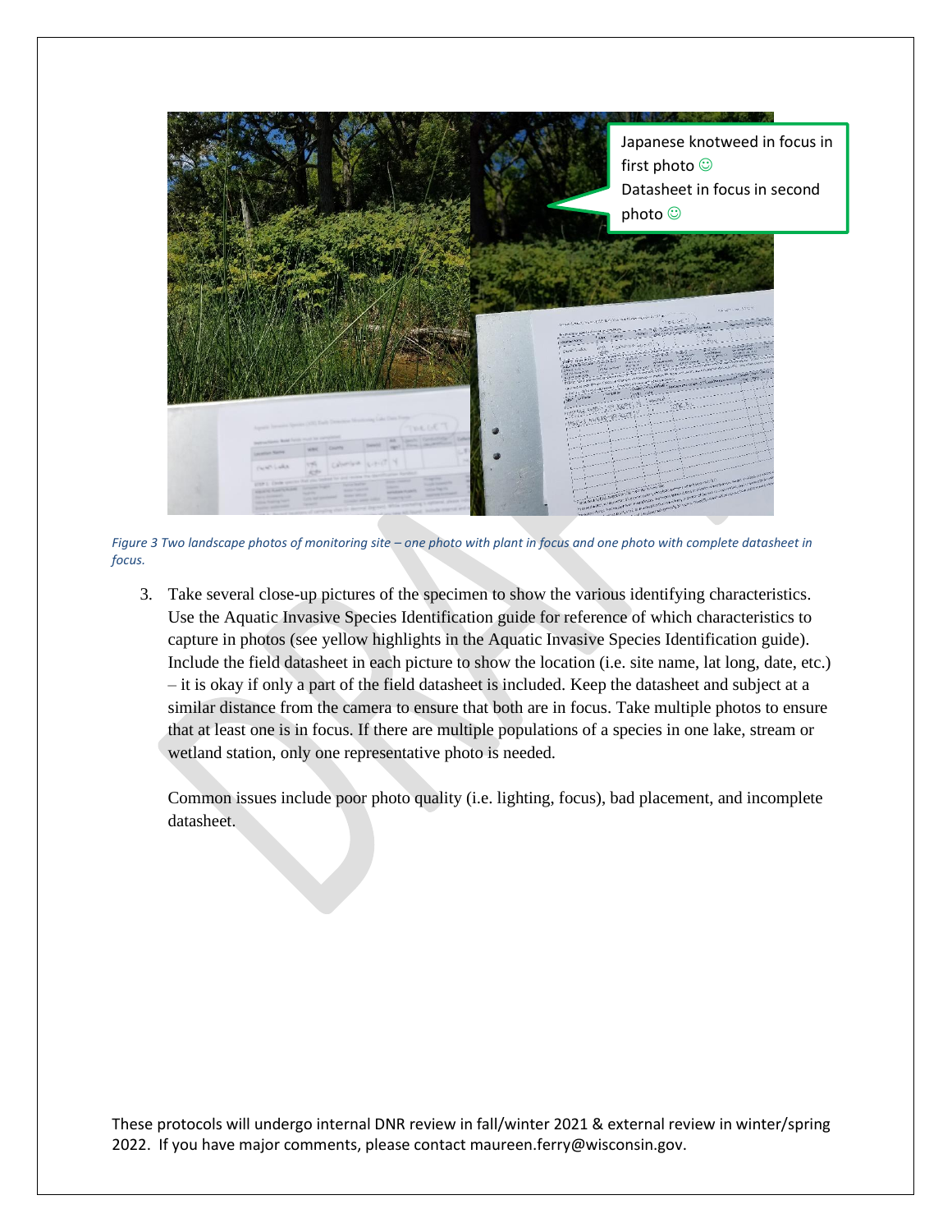Japanese knotweed in focus in first photo ☺
Datasheet in focus in second photo ☺

*Figure 3 Two landscape photos of monitoring site – one photo with plant in focus and one photo with complete datasheet in focus.*

3. Take several close-up pictures of the specimen to show the various identifying characteristics. Use the Aquatic Invasive Species Identification guide for reference of which characteristics to capture in photos (see yellow highlights in the Aquatic Invasive Species Identification guide). Include the field datasheet in each picture to show the location (i.e. site name, lat long, date, etc.) – it is okay if only a part of the field datasheet is included. Keep the datasheet and subject at a similar distance from the camera to ensure that both are in focus. Take multiple photos to ensure that at least one is in focus. If there are multiple populations of a species in one lake, stream or wetland station, only one representative photo is needed.

   Common issues include poor photo quality (i.e. lighting, focus), bad placement, and incomplete datasheet.

These protocols will undergo internal DNR review in fall/winter 2021 & external review in winter/spring 2022. If you have major comments, please contact maureen.ferry@wisconsin.gov.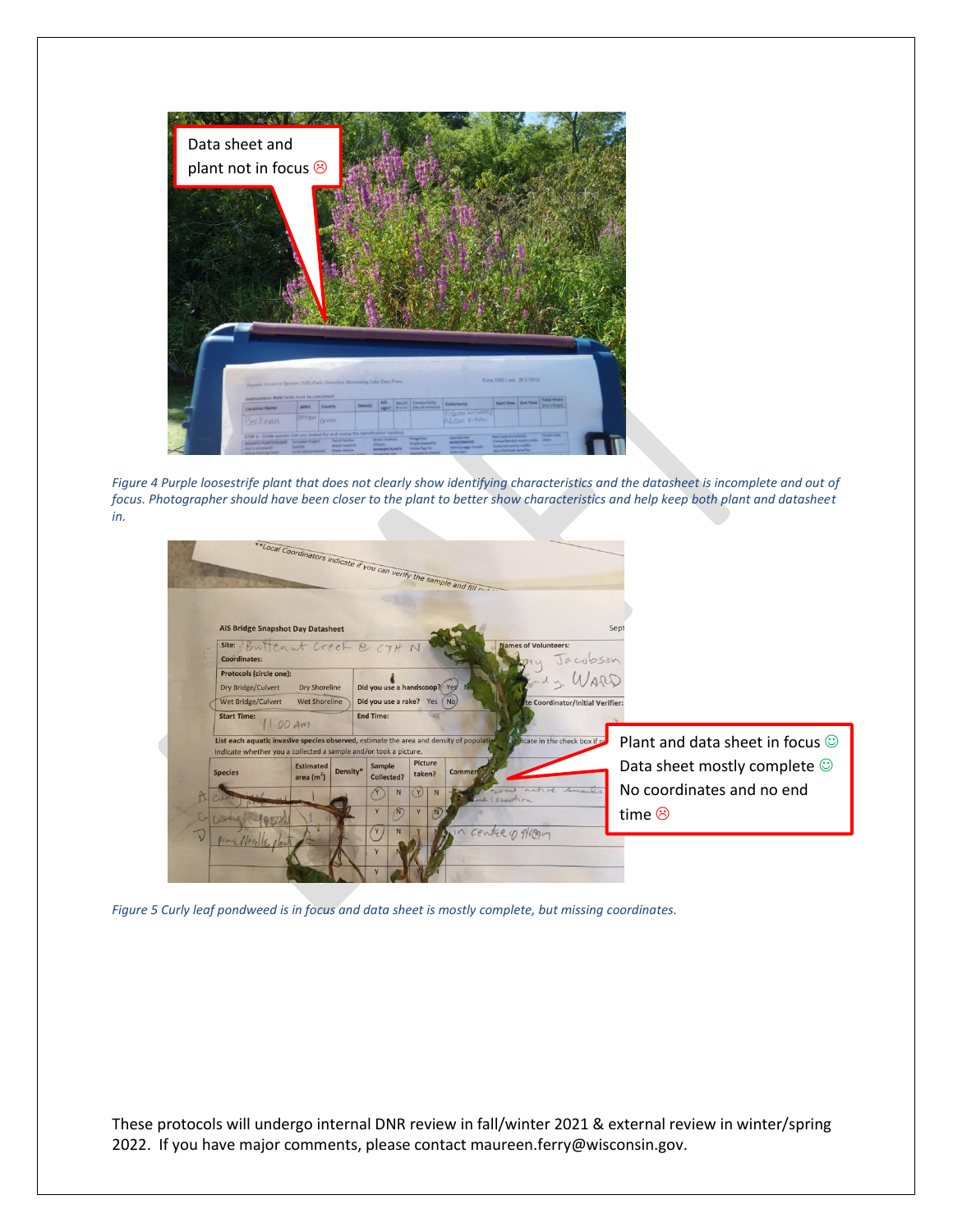*Figure 4 Purple loosestrife plant that does not clearly show identifying characteristics and the datasheet is incomplete and out of focus. Photographer should have been closer to the plant to better show characteristics and help keep both plant and datasheet in.*

*Figure 5 Curly leaf pondweed is in focus and data sheet is mostly complete, but missing coordinates.*

These protocols will undergo internal DNR review in fall/winter 2021 & external review in winter/spring 2022. If you have major comments, please contact maureen.ferry@wisconsin.gov.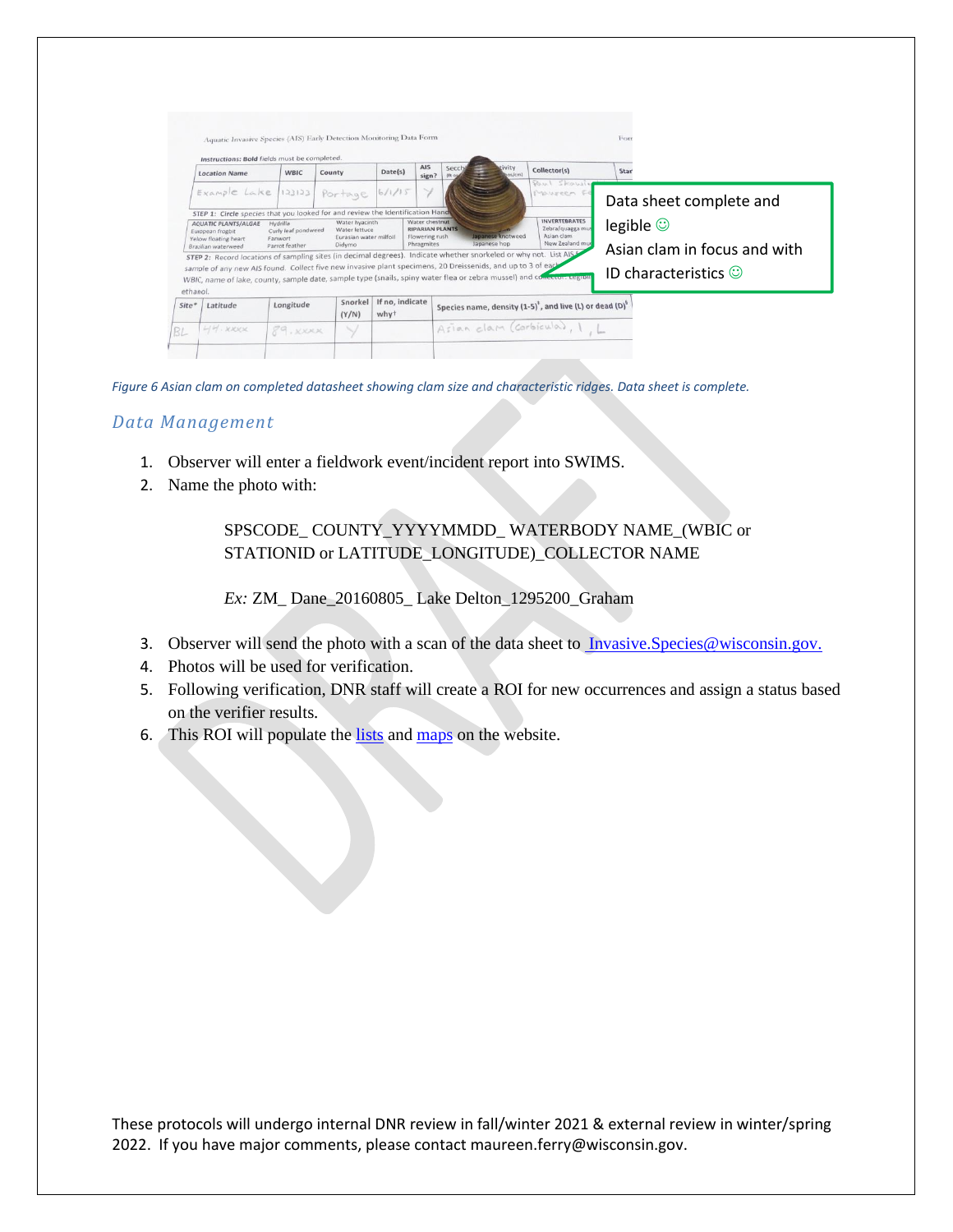Figure 6 Asian clam on completed datasheet showing clam size and characteristic ridges. Data sheet is complete.

## Data Management

1. Observer will enter a fieldwork event/incident report into SWIMS.
2. Name the photo with:

   SPSCODE_ COUNTY_YYYYMMDD_ WATERBODY NAME_(WBIC or STATIONID or LATITUDE_LONGITUDE)_COLLECTOR NAME

   *Ex:* ZM_ Dane_20160805_ Lake Delton_1295200_Graham

3. Observer will send the photo with a scan of the data sheet to Invasive.Species@wisconsin.gov.
4. Photos will be used for verification.
5. Following verification, DNR staff will create a ROI for new occurrences and assign a status based on the verifier results.
6. This ROI will populate the lists and maps on the website.

These protocols will undergo internal DNR review in fall/winter 2021 & external review in winter/spring 2022. If you have major comments, please contact maureen.ferry@wisconsin.gov.